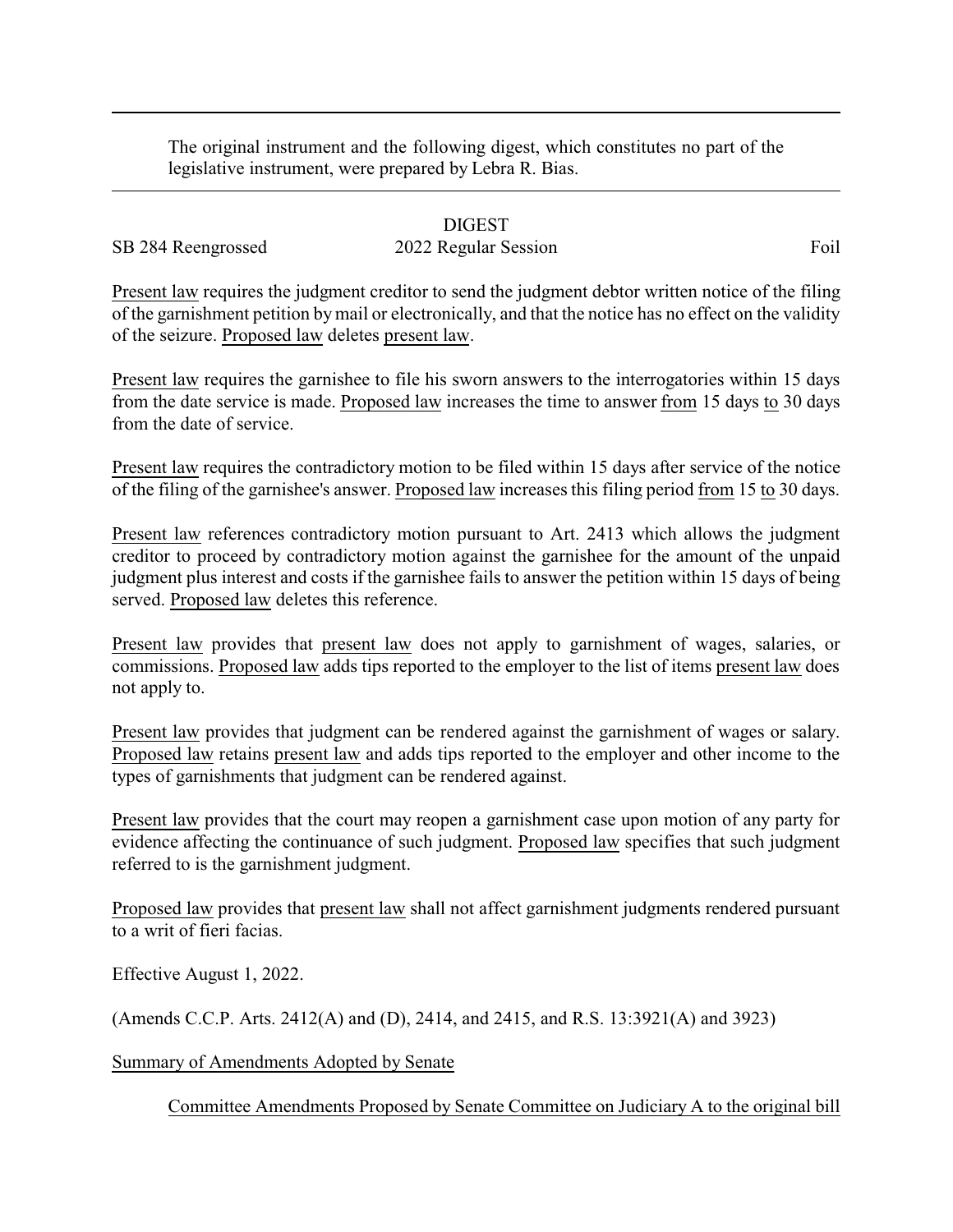The original instrument and the following digest, which constitutes no part of the legislative instrument, were prepared by Lebra R. Bias.

DIGEST

SB 284 Reengrossed 2022 Regular Session Foil

Present law requires the judgment creditor to send the judgment debtor written notice of the filing of the garnishment petition by mail or electronically, and that the notice has no effect on the validity of the seizure. Proposed law deletes present law.

Present law requires the garnishee to file his sworn answers to the interrogatories within 15 days from the date service is made. Proposed law increases the time to answer from 15 days to 30 days from the date of service.

Present law requires the contradictory motion to be filed within 15 days after service of the notice of the filing of the garnishee's answer. Proposed law increases this filing period from 15 to 30 days.

Present law references contradictory motion pursuant to Art. 2413 which allows the judgment creditor to proceed by contradictory motion against the garnishee for the amount of the unpaid judgment plus interest and costs if the garnishee fails to answer the petition within 15 days of being served. Proposed law deletes this reference.

Present law provides that present law does not apply to garnishment of wages, salaries, or commissions. Proposed law adds tips reported to the employer to the list of items present law does not apply to.

Present law provides that judgment can be rendered against the garnishment of wages or salary. Proposed law retains present law and adds tips reported to the employer and other income to the types of garnishments that judgment can be rendered against.

Present law provides that the court may reopen a garnishment case upon motion of any party for evidence affecting the continuance of such judgment. Proposed law specifies that such judgment referred to is the garnishment judgment.

Proposed law provides that present law shall not affect garnishment judgments rendered pursuant to a writ of fieri facias.

Effective August 1, 2022.

(Amends C.C.P. Arts. 2412(A) and (D), 2414, and 2415, and R.S. 13:3921(A) and 3923)

Summary of Amendments Adopted by Senate

Committee Amendments Proposed by Senate Committee on Judiciary A to the original bill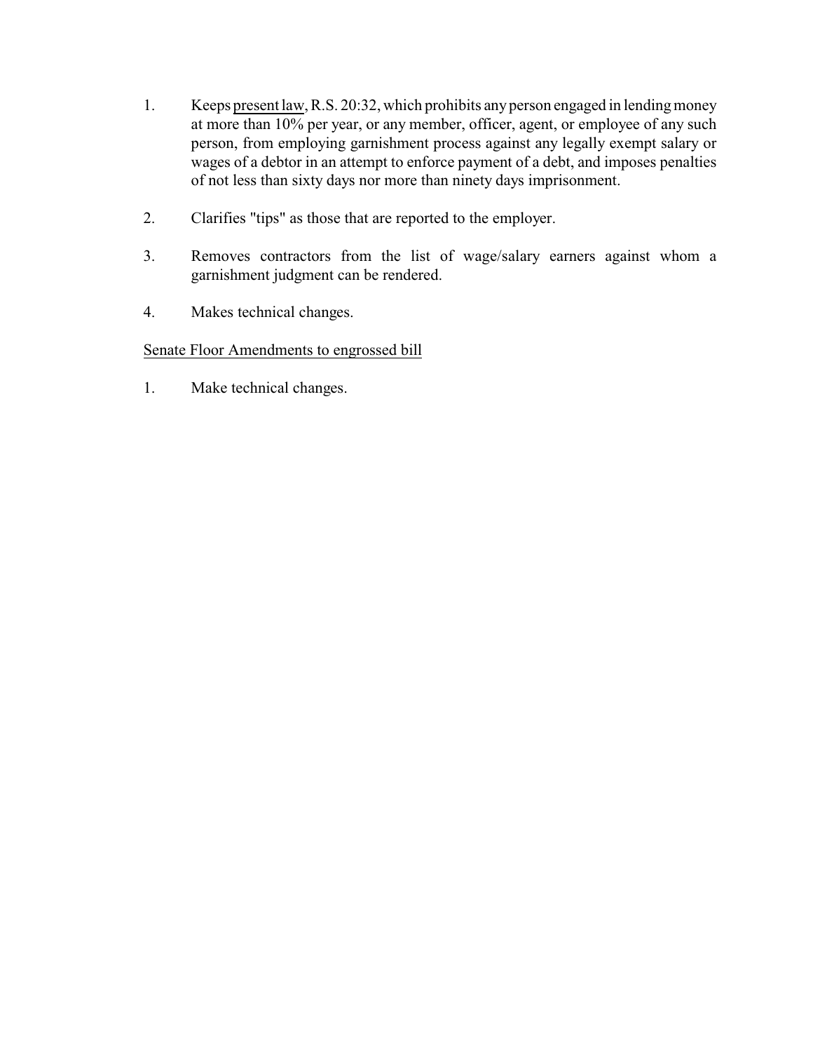1. Keeps present law, R.S. 20:32, which prohibits any person engaged in lending money at more than 10% per year, or any member, officer, agent, or employee of any such person, from employing garnishment process against any legally exempt salary or wages of a debtor in an attempt to enforce payment of a debt, and imposes penalties of not less than sixty days nor more than ninety days imprisonment.

2. Clarifies "tips" as those that are reported to the employer.

3. Removes contractors from the list of wage/salary earners against whom a garnishment judgment can be rendered.

4. Makes technical changes.

Senate Floor Amendments to engrossed bill

1. Make technical changes.